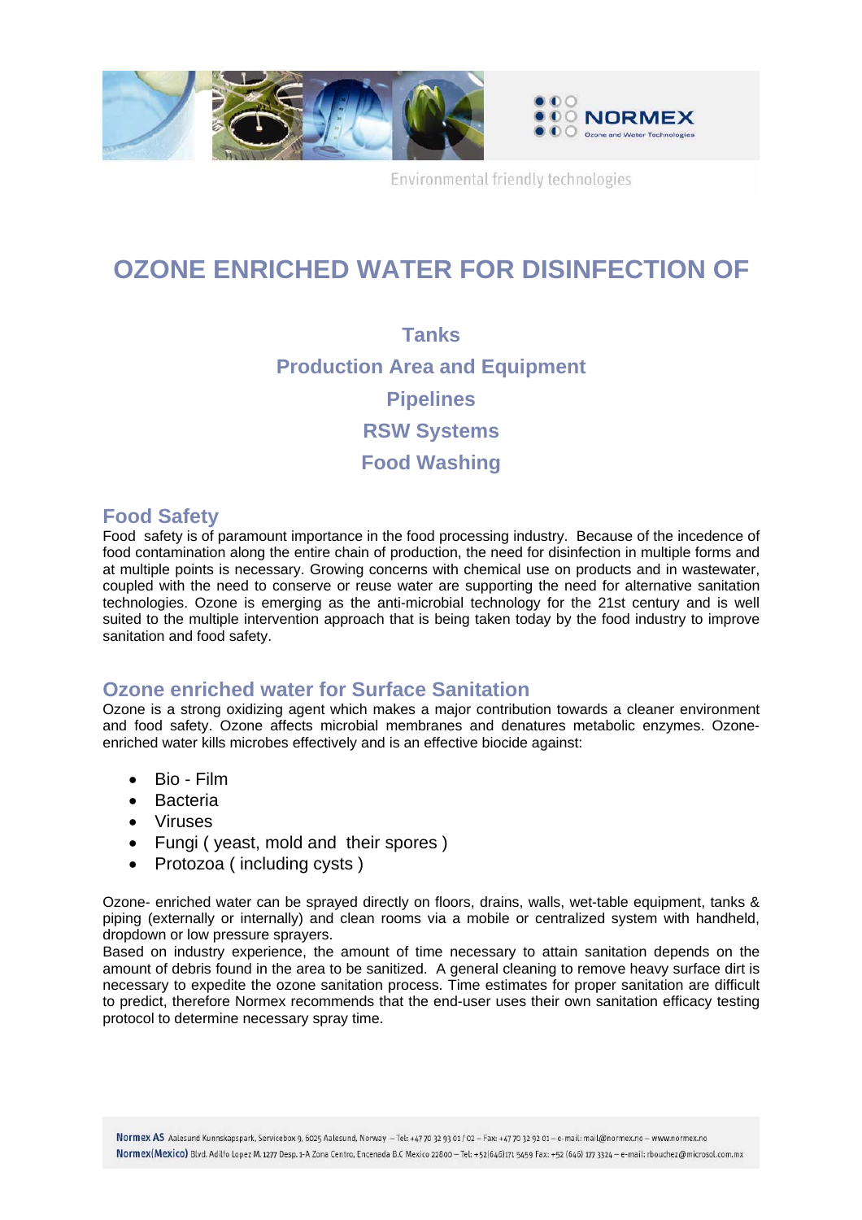Environmental friendly technologies

# OZONE ENRICHED WATER FOR DISINFECTION OF

### Tanks
### Production Area and Equipment
### Pipelines
### RSW Systems
### Food Washing

## Food Safety

Food safety is of paramount importance in the food processing industry. Because of the incedence of food contamination along the entire chain of production, the need for disinfection in multiple forms and at multiple points is necessary. Growing concerns with chemical use on products and in wastewater, coupled with the need to conserve or reuse water are supporting the need for alternative sanitation technologies. Ozone is emerging as the anti-microbial technology for the 21st century and is well suited to the multiple intervention approach that is being taken today by the food industry to improve sanitation and food safety.

## Ozone enriched water for Surface Sanitation

Ozone is a strong oxidizing agent which makes a major contribution towards a cleaner environment and food safety. Ozone affects microbial membranes and denatures metabolic enzymes. Ozone-enriched water kills microbes effectively and is an effective biocide against:

- Bio - Film
- Bacteria
- Viruses
- Fungi ( yeast, mold and their spores )
- Protozoa ( including cysts )

Ozone- enriched water can be sprayed directly on floors, drains, walls, wet-table equipment, tanks & piping (externally or internally) and clean rooms via a mobile or centralized system with handheld, dropdown or low pressure sprayers.

Based on industry experience, the amount of time necessary to attain sanitation depends on the amount of debris found in the area to be sanitized. A general cleaning to remove heavy surface dirt is necessary to expedite the ozone sanitation process. Time estimates for proper sanitation are difficult to predict, therefore Normex recommends that the end-user uses their own sanitation efficacy testing protocol to determine necessary spray time.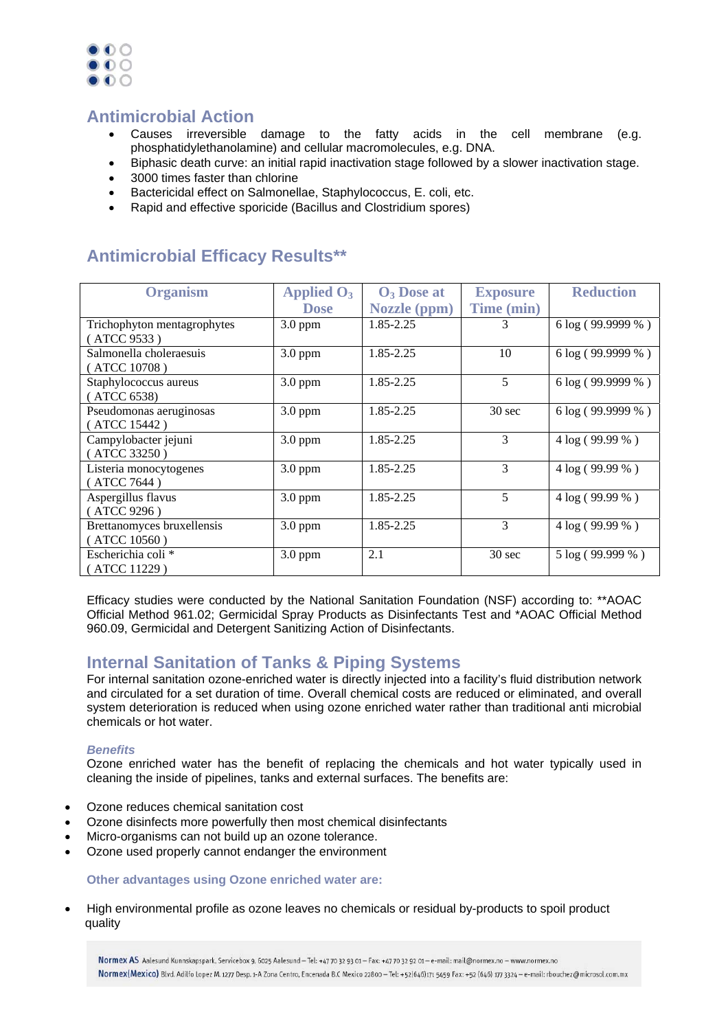## Antimicrobial Action

- Causes irreversible damage to the fatty acids in the cell membrane (e.g. phosphatidylethanolamine) and cellular macromolecules, e.g. DNA.
- Biphasic death curve: an initial rapid inactivation stage followed by a slower inactivation stage.
- 3000 times faster than chlorine
- Bactericidal effect on Salmonellae, Staphylococcus, E. coli, etc.
- Rapid and effective sporicide (Bacillus and Clostridium spores)

## Antimicrobial Efficacy Results**

| Organism | Applied $O_3$ Dose | $O_3$ Dose at Nozzle (ppm) | Exposure Time (min) | Reduction |
|---|---|---|---|---|
| Trichophyton mentagrophytes ( ATCC 9533 ) | 3.0 ppm | 1.85-2.25 | 3 | 6 log ( 99.9999 % ) |
| Salmonella choleraesuis ( ATCC 10708 ) | 3.0 ppm | 1.85-2.25 | 10 | 6 log ( 99.9999 % ) |
| Staphylococcus aureus ( ATCC 6538) | 3.0 ppm | 1.85-2.25 | 5 | 6 log ( 99.9999 % ) |
| Pseudomonas aeruginosas ( ATCC 15442 ) | 3.0 ppm | 1.85-2.25 | 30 sec | 6 log ( 99.9999 % ) |
| Campylobacter jejuni ( ATCC 33250 ) | 3.0 ppm | 1.85-2.25 | 3 | 4 log ( 99.99 % ) |
| Listeria monocytogenes ( ATCC 7644 ) | 3.0 ppm | 1.85-2.25 | 3 | 4 log ( 99.99 % ) |
| Aspergillus flavus ( ATCC 9296 ) | 3.0 ppm | 1.85-2.25 | 5 | 4 log ( 99.99 % ) |
| Brettanomyces bruxellensis ( ATCC 10560 ) | 3.0 ppm | 1.85-2.25 | 3 | 4 log ( 99.99 % ) |
| Escherichia coli * ( ATCC 11229 ) | 3.0 ppm | 2.1 | 30 sec | 5 log ( 99.999 % ) |

Efficacy studies were conducted by the National Sanitation Foundation (NSF) according to: **AOAC Official Method 961.02; Germicidal Spray Products as Disinfectants Test and *AOAC Official Method 960.09, Germicidal and Detergent Sanitizing Action of Disinfectants.

## Internal Sanitation of Tanks & Piping Systems

For internal sanitation ozone-enriched water is directly injected into a facility's fluid distribution network and circulated for a set duration of time. Overall chemical costs are reduced or eliminated, and overall system deterioration is reduced when using ozone enriched water rather than traditional anti microbial chemicals or hot water.

### *Benefits*

Ozone enriched water has the benefit of replacing the chemicals and hot water typically used in cleaning the inside of pipelines, tanks and external surfaces. The benefits are:

- Ozone reduces chemical sanitation cost
- Ozone disinfects more powerfully then most chemical disinfectants
- Micro-organisms can not build up an ozone tolerance.
- Ozone used properly cannot endanger the environment

### Other advantages using Ozone enriched water are:

- High environmental profile as ozone leaves no chemicals or residual by-products to spoil product quality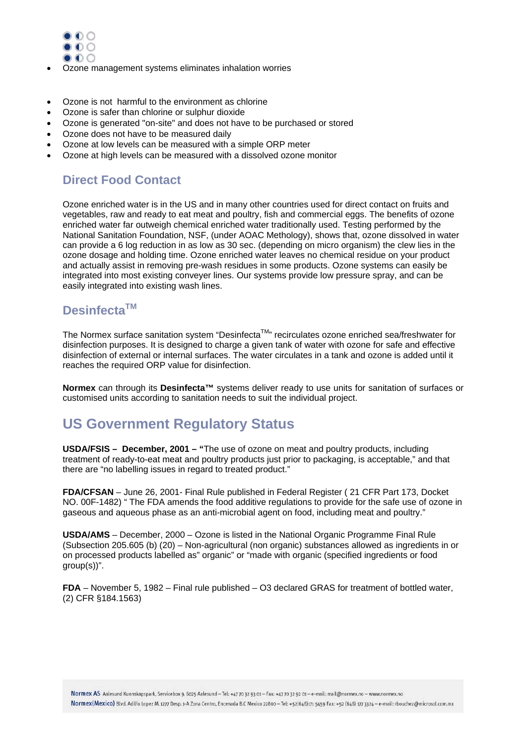- Ozone management systems eliminates inhalation worries

- Ozone is not  harmful to the environment as chlorine
- Ozone is safer than chlorine or sulphur dioxide
- Ozone is generated "on-site" and does not have to be purchased or stored
- Ozone does not have to be measured daily
- Ozone at low levels can be measured with a simple ORP meter
- Ozone at high levels can be measured with a dissolved ozone monitor

## Direct Food Contact

Ozone enriched water is in the US and in many other countries used for direct contact on fruits and vegetables, raw and ready to eat meat and poultry, fish and commercial eggs. The benefits of ozone enriched water far outweigh chemical enriched water traditionally used. Testing performed by the National Sanitation Foundation, NSF, (under AOAC Methology), shows that, ozone dissolved in water can provide a 6 log reduction in as low as 30 sec. (depending on micro organism) the clew lies in the ozone dosage and holding time. Ozone enriched water leaves no chemical residue on your product and actually assist in removing pre-wash residues in some products. Ozone systems can easily be integrated into most existing conveyer lines. Our systems provide low pressure spray, and can be easily integrated into existing wash lines.

## Desinfecta™

The Normex surface sanitation system "Desinfecta™" recirculates ozone enriched sea/freshwater for disinfection purposes. It is designed to charge a given tank of water with ozone for safe and effective disinfection of external or internal surfaces. The water circulates in a tank and ozone is added until it reaches the required ORP value for disinfection.

**Normex** can through its **Desinfecta™** systems deliver ready to use units for sanitation of surfaces or customised units according to sanitation needs to suit the individual project.

# US Government Regulatory Status

**USDA/FSIS – December, 2001 – "**The use of ozone on meat and poultry products, including treatment of ready-to-eat meat and poultry products just prior to packaging, is acceptable," and that there are "no labelling issues in regard to treated product."

**FDA/CFSAN** – June 26, 2001- Final Rule published in Federal Register ( 21 CFR Part 173, Docket NO. 00F-1482) " The FDA amends the food additive regulations to provide for the safe use of ozone in gaseous and aqueous phase as an anti-microbial agent on food, including meat and poultry."

**USDA/AMS** – December, 2000 – Ozone is listed in the National Organic Programme Final Rule (Subsection 205.605 (b) (20) – Non-agricultural (non organic) substances allowed as ingredients in or on processed products labelled as" organic" or "made with organic (specified ingredients or food group(s))".

**FDA** – November 5, 1982 – Final rule published – O3 declared GRAS for treatment of bottled water, (2) CFR §184.1563)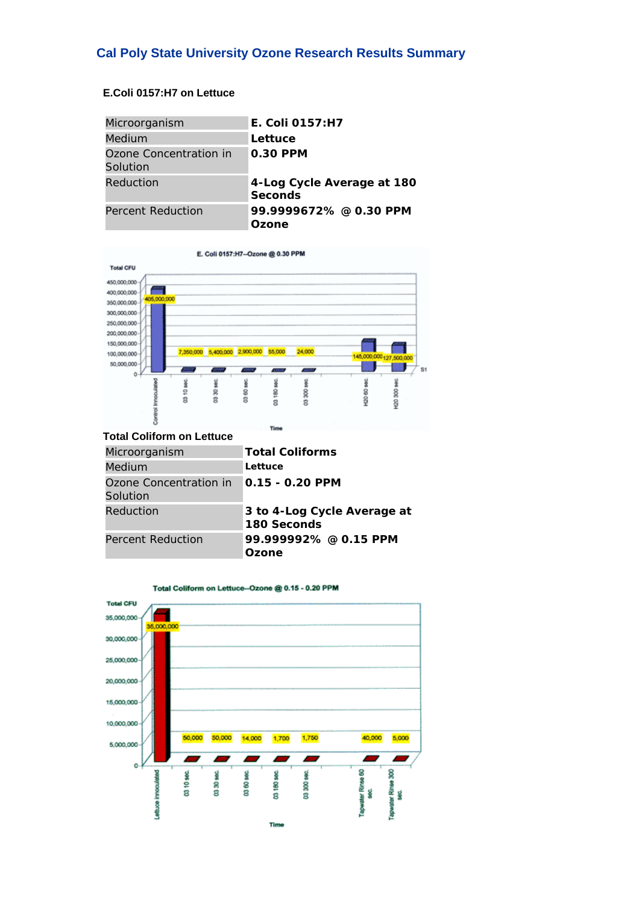## Cal Poly State University Ozone Research Results Summary

### E.Coli 0157:H7 on Lettuce

| Microorganism | **E. Coli 0157:H7** |
|---|---|
| Medium | **Lettuce** |
| Ozone Concentration in Solution | **0.30 PPM** |
| Reduction | **4-Log Cycle Average at 180 Seconds** |
| Percent Reduction | **99.9999672% @ 0.30 PPM Ozone** |

E. Coli 0157:H7--Ozone @ 0.30 PPM

| Time | Total CFU |
|---|---|
| Control Innoculated | 405,000,000 |
| 03 10 sec. | 7,350,000 |
| 03 30 sec. | 5,400,000 |
| 03 60 sec. | 2,900,000 |
| 03 180 sec. | 55,000 |
| 03 300 sec. | 24,000 |
| H20 60 sec. | 145,000,000 |
| H20 300 sec. | 127,500,000 |

### Total Coliform on Lettuce

| Microorganism | **Total Coliforms** |
|---|---|
| Medium | **Lettuce** |
| Ozone Concentration in Solution | **0.15 - 0.20 PPM** |
| Reduction | **3 to 4-Log Cycle Average at 180 Seconds** |
| Percent Reduction | **99.999992% @ 0.15 PPM Ozone** |

Total Coliform on Lettuce--Ozone @ 0.15 - 0.20 PPM

| Time | Total CFU |
|---|---|
| Lettuce Innoculated | 35,000,000 |
| 03 10 sec. | 50,000 |
| 03 30 sec. | 50,000 |
| 03 60 sec. | 14,000 |
| 03 180 sec. | 1,700 |
| 03 300 sec. | 1,750 |
| Tapwater Rinse 60 sec. | 40,000 |
| Tapwater Rinse 300 sec. | 5,000 |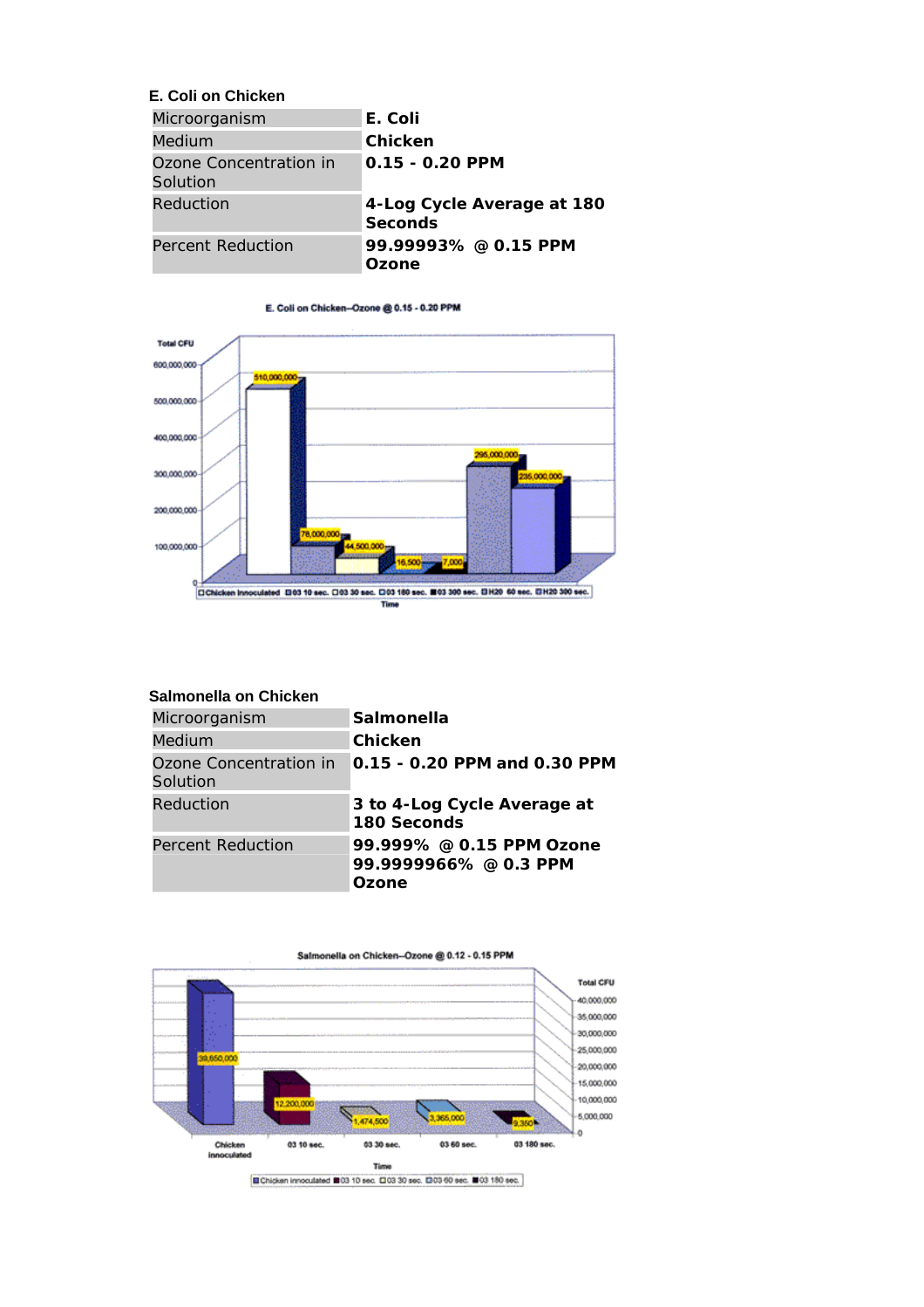E. Coli on Chicken

| Microorganism | E. Coli |
|---|---|
| Medium | Chicken |
| Ozone Concentration in Solution | 0.15 - 0.20 PPM |
| Reduction | 4-Log Cycle Average at 180 Seconds |
| Percent Reduction | 99.99993% @ 0.15 PPM Ozone |

E. Coli on Chicken—Ozone @ 0.15 - 0.20 PPM

| Time | Total CFU |
|---|---|
| Chicken Innoculated | 510,000,000 |
| 03 10 sec. | 78,000,000 |
| 03 30 sec. | 44,500,000 |
| 03 180 sec. | 16,500 |
| 03 300 sec. | 7,000 |
| H20 60 sec. | 295,000,000 |
| H20 300 sec. | 235,000,000 |

Salmonella on Chicken

| Microorganism | Salmonella |
|---|---|
| Medium | Chicken |
| Ozone Concentration in Solution | 0.15 - 0.20 PPM and 0.30 PPM |
| Reduction | 3 to 4-Log Cycle Average at 180 Seconds |
| Percent Reduction | 99.999% @ 0.15 PPM Ozone<br>99.9999966% @ 0.3 PPM Ozone |

Salmonella on Chicken—Ozone @ 0.12 - 0.15 PPM

| Time | Total CFU |
|---|---|
| Chicken innoculated | 39,650,000 |
| 03 10 sec. | 12,200,000 |
| 03 30 sec. | 1,474,500 |
| 03 60 sec. | 3,365,000 |
| 03 180 sec. | 9,350 |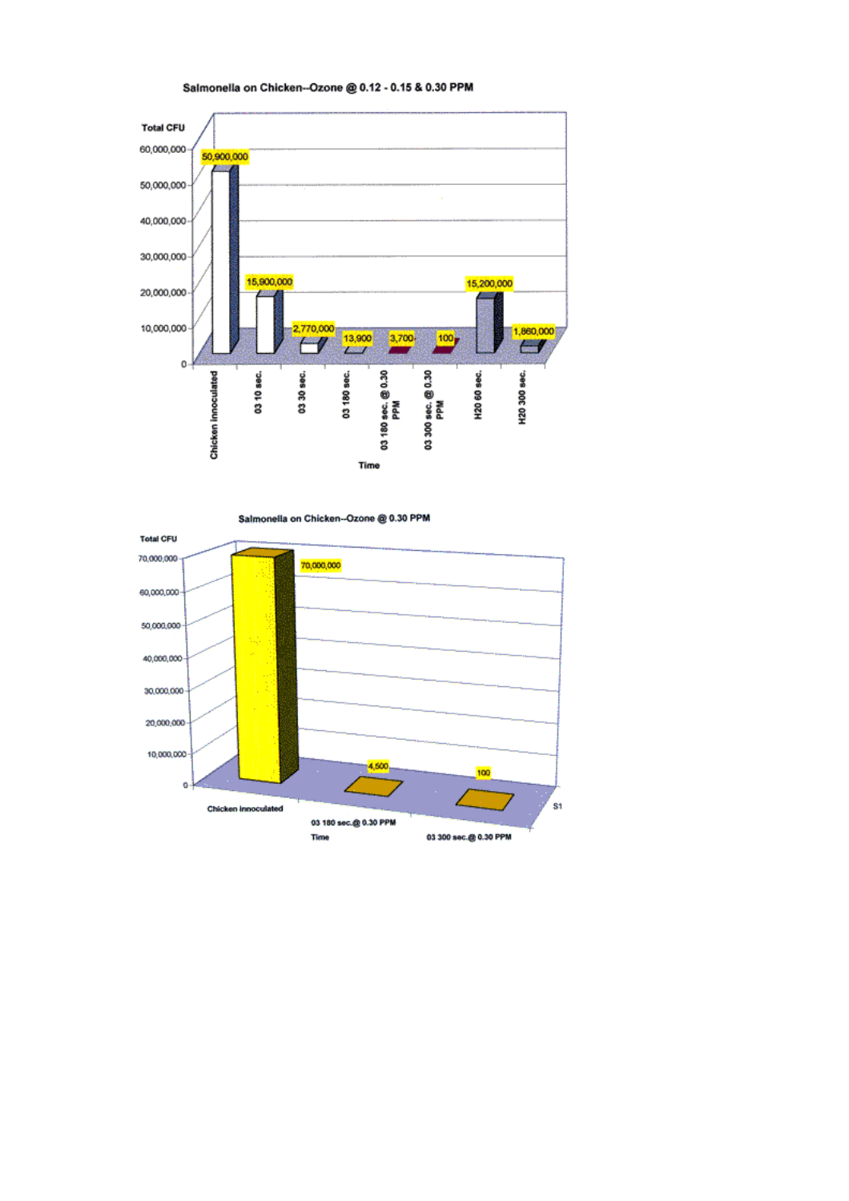**Salmonella on Chicken--Ozone @ 0.12 - 0.15 & 0.30 PPM**

| Time | Total CFU |
|---|---|
| Chicken innoculated | 50,900,000 |
| 03 10 sec. | 15,900,000 |
| 03 30 sec. | 2,770,000 |
| 03 180 sec. | 13,900 |
| 03 180 sec. @ 0.30 PPM | 3,700 |
| 03 300 sec. @ 0.30 PPM | 100 |
| H20 60 sec. | 15,200,000 |
| H20 300 sec. | 1,860,000 |

**Salmonella on Chicken--Ozone @ 0.30 PPM**

| Time | Total CFU |
|---|---|
| Chicken innoculated | 70,000,000 |
| 03 180 sec.@ 0.30 PPM | 4,500 |
| 03 300 sec.@ 0.30 PPM | 100 |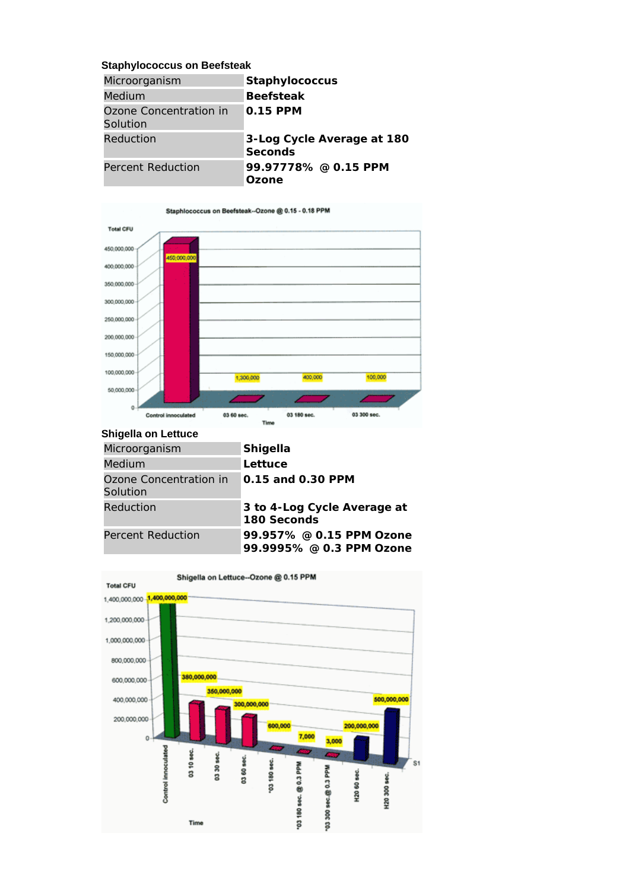**Staphylococcus on Beefsteak**

| Microorganism | **Staphylococcus** |
|---|---|
| Medium | **Beefsteak** |
| Ozone Concentration in Solution | **0.15 PPM** |
| Reduction | **3-Log Cycle Average at 180 Seconds** |
| Percent Reduction | **99.97778% @ 0.15 PPM Ozone** |

Staphlococcus on Beefsteak--Ozone @ 0.15 - 0.18 PPM

**Shigella on Lettuce**

| Microorganism | **Shigella** |
|---|---|
| Medium | **Lettuce** |
| Ozone Concentration in Solution | **0.15 and 0.30 PPM** |
| Reduction | **3 to 4-Log Cycle Average at 180 Seconds** |
| Percent Reduction | **99.957% @ 0.15 PPM Ozone**<br>**99.9995% @ 0.3 PPM Ozone** |

Shigella on Lettuce--Ozone @ 0.15 PPM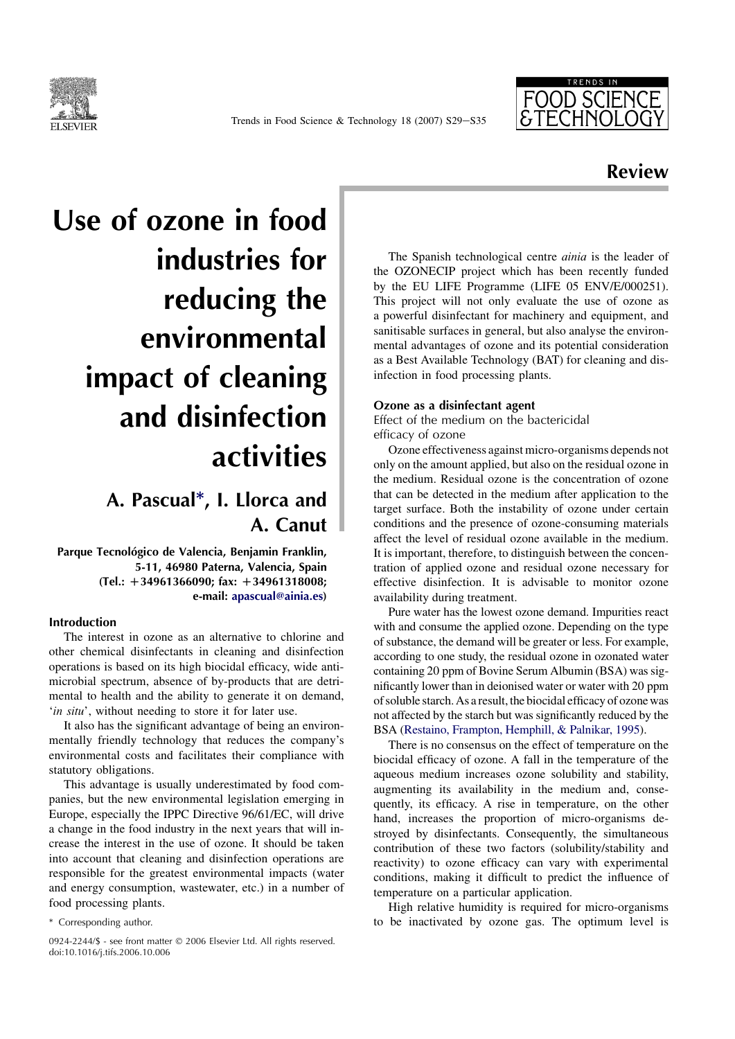Review

# Use of ozone in food industries for reducing the environmental impact of cleaning and disinfection activities

## A. Pascual*, I. Llorca and A. Canut

**Parque Tecnológico de Valencia, Benjamin Franklin, 5-11, 46980 Paterna, Valencia, Spain (Tel.: +34961366090; fax: +34961318008; e-mail: apascual@ainia.es)**

### Introduction

The interest in ozone as an alternative to chlorine and other chemical disinfectants in cleaning and disinfection operations is based on its high biocidal efficacy, wide antimicrobial spectrum, absence of by-products that are detrimental to health and the ability to generate it on demand, '*in situ*', without needing to store it for later use.

It also has the significant advantage of being an environmentally friendly technology that reduces the company's environmental costs and facilitates their compliance with statutory obligations.

This advantage is usually underestimated by food companies, but the new environmental legislation emerging in Europe, especially the IPPC Directive 96/61/EC, will drive a change in the food industry in the next years that will increase the interest in the use of ozone. It should be taken into account that cleaning and disinfection operations are responsible for the greatest environmental impacts (water and energy consumption, wastewater, etc.) in a number of food processing plants.

\* Corresponding author.

0924-2244/$ - see front matter © 2006 Elsevier Ltd. All rights reserved.
doi:10.1016/j.tifs.2006.10.006

The Spanish technological centre *ainia* is the leader of the OZONECIP project which has been recently funded by the EU LIFE Programme (LIFE 05 ENV/E/000251). This project will not only evaluate the use of ozone as a powerful disinfectant for machinery and equipment, and sanitisable surfaces in general, but also analyse the environmental advantages of ozone and its potential consideration as a Best Available Technology (BAT) for cleaning and disinfection in food processing plants.

### Ozone as a disinfectant agent

#### Effect of the medium on the bactericidal efficacy of ozone

Ozone effectiveness against micro-organisms depends not only on the amount applied, but also on the residual ozone in the medium. Residual ozone is the concentration of ozone that can be detected in the medium after application to the target surface. Both the instability of ozone under certain conditions and the presence of ozone-consuming materials affect the level of residual ozone available in the medium. It is important, therefore, to distinguish between the concentration of applied ozone and residual ozone necessary for effective disinfection. It is advisable to monitor ozone availability during treatment.

Pure water has the lowest ozone demand. Impurities react with and consume the applied ozone. Depending on the type of substance, the demand will be greater or less. For example, according to one study, the residual ozone in ozonated water containing 20 ppm of Bovine Serum Albumin (BSA) was significantly lower than in deionised water or water with 20 ppm of soluble starch. As a result, the biocidal efficacy of ozone was not affected by the starch but was significantly reduced by the BSA (Restaino, Frampton, Hemphill, & Palnikar, 1995).

There is no consensus on the effect of temperature on the biocidal efficacy of ozone. A fall in the temperature of the aqueous medium increases ozone solubility and stability, augmenting its availability in the medium and, consequently, its efficacy. A rise in temperature, on the other hand, increases the proportion of micro-organisms destroyed by disinfectants. Consequently, the simultaneous contribution of these two factors (solubility/stability and reactivity) to ozone efficacy can vary with experimental conditions, making it difficult to predict the influence of temperature on a particular application.

High relative humidity is required for micro-organisms to be inactivated by ozone gas. The optimum level is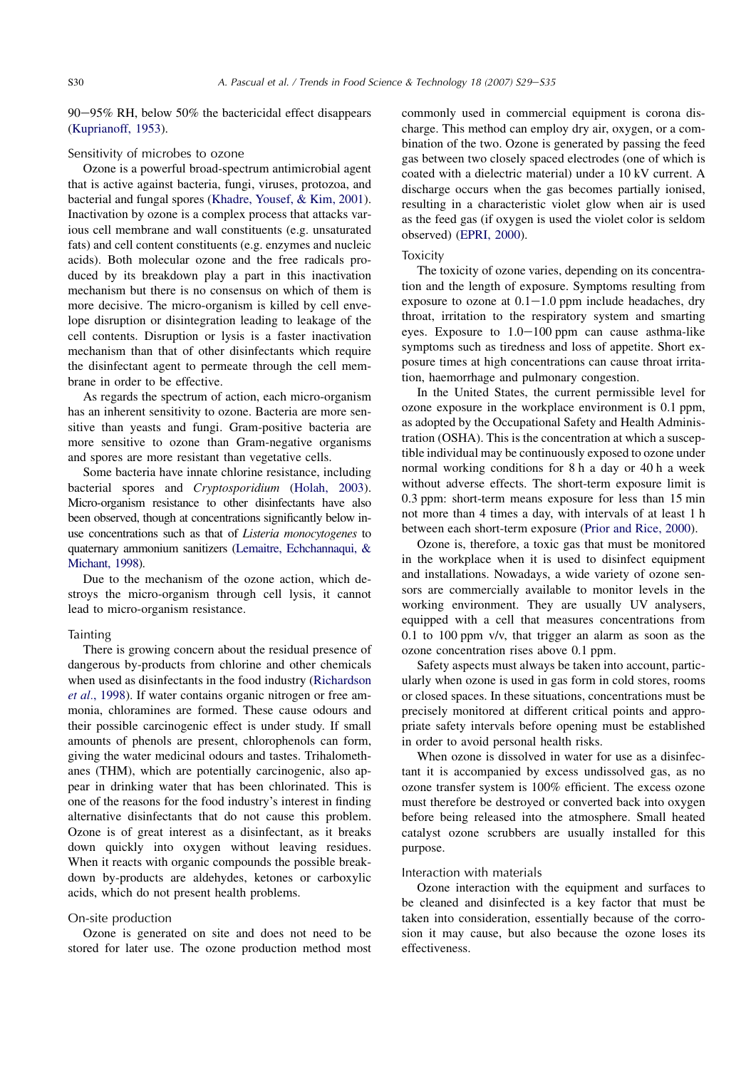90–95% RH, below 50% the bactericidal effect disappears (Kuprianoff, 1953).

### Sensitivity of microbes to ozone

Ozone is a powerful broad-spectrum antimicrobial agent that is active against bacteria, fungi, viruses, protozoa, and bacterial and fungal spores (Khadre, Yousef, & Kim, 2001). Inactivation by ozone is a complex process that attacks various cell membrane and wall constituents (e.g. unsaturated fats) and cell content constituents (e.g. enzymes and nucleic acids). Both molecular ozone and the free radicals produced by its breakdown play a part in this inactivation mechanism but there is no consensus on which of them is more decisive. The micro-organism is killed by cell envelope disruption or disintegration leading to leakage of the cell contents. Disruption or lysis is a faster inactivation mechanism than that of other disinfectants which require the disinfectant agent to permeate through the cell membrane in order to be effective.

As regards the spectrum of action, each micro-organism has an inherent sensitivity to ozone. Bacteria are more sensitive than yeasts and fungi. Gram-positive bacteria are more sensitive to ozone than Gram-negative organisms and spores are more resistant than vegetative cells.

Some bacteria have innate chlorine resistance, including bacterial spores and *Cryptosporidium* (Holah, 2003). Micro-organism resistance to other disinfectants have also been observed, though at concentrations significantly below in-use concentrations such as that of *Listeria monocytogenes* to quaternary ammonium sanitizers (Lemaitre, Echchannaqui, & Michant, 1998).

Due to the mechanism of the ozone action, which destroys the micro-organism through cell lysis, it cannot lead to micro-organism resistance.

### Tainting

There is growing concern about the residual presence of dangerous by-products from chlorine and other chemicals when used as disinfectants in the food industry (Richardson *et al*., 1998). If water contains organic nitrogen or free ammonia, chloramines are formed. These cause odours and their possible carcinogenic effect is under study. If small amounts of phenols are present, chlorophenols can form, giving the water medicinal odours and tastes. Trihalomethanes (THM), which are potentially carcinogenic, also appear in drinking water that has been chlorinated. This is one of the reasons for the food industry's interest in finding alternative disinfectants that do not cause this problem. Ozone is of great interest as a disinfectant, as it breaks down quickly into oxygen without leaving residues. When it reacts with organic compounds the possible breakdown by-products are aldehydes, ketones or carboxylic acids, which do not present health problems.

### On-site production

Ozone is generated on site and does not need to be stored for later use. The ozone production method most commonly used in commercial equipment is corona discharge. This method can employ dry air, oxygen, or a combination of the two. Ozone is generated by passing the feed gas between two closely spaced electrodes (one of which is coated with a dielectric material) under a 10 kV current. A discharge occurs when the gas becomes partially ionised, resulting in a characteristic violet glow when air is used as the feed gas (if oxygen is used the violet color is seldom observed) (EPRI, 2000).

### Toxicity

The toxicity of ozone varies, depending on its concentration and the length of exposure. Symptoms resulting from exposure to ozone at 0.1–1.0 ppm include headaches, dry throat, irritation to the respiratory system and smarting eyes. Exposure to 1.0–100 ppm can cause asthma-like symptoms such as tiredness and loss of appetite. Short exposure times at high concentrations can cause throat irritation, haemorrhage and pulmonary congestion.

In the United States, the current permissible level for ozone exposure in the workplace environment is 0.1 ppm, as adopted by the Occupational Safety and Health Administration (OSHA). This is the concentration at which a susceptible individual may be continuously exposed to ozone under normal working conditions for 8 h a day or 40 h a week without adverse effects. The short-term exposure limit is 0.3 ppm: short-term means exposure for less than 15 min not more than 4 times a day, with intervals of at least 1 h between each short-term exposure (Prior and Rice, 2000).

Ozone is, therefore, a toxic gas that must be monitored in the workplace when it is used to disinfect equipment and installations. Nowadays, a wide variety of ozone sensors are commercially available to monitor levels in the working environment. They are usually UV analysers, equipped with a cell that measures concentrations from 0.1 to 100 ppm v/v, that trigger an alarm as soon as the ozone concentration rises above 0.1 ppm.

Safety aspects must always be taken into account, particularly when ozone is used in gas form in cold stores, rooms or closed spaces. In these situations, concentrations must be precisely monitored at different critical points and appropriate safety intervals before opening must be established in order to avoid personal health risks.

When ozone is dissolved in water for use as a disinfectant it is accompanied by excess undissolved gas, as no ozone transfer system is 100% efficient. The excess ozone must therefore be destroyed or converted back into oxygen before being released into the atmosphere. Small heated catalyst ozone scrubbers are usually installed for this purpose.

### Interaction with materials

Ozone interaction with the equipment and surfaces to be cleaned and disinfected is a key factor that must be taken into consideration, essentially because of the corrosion it may cause, but also because the ozone loses its effectiveness.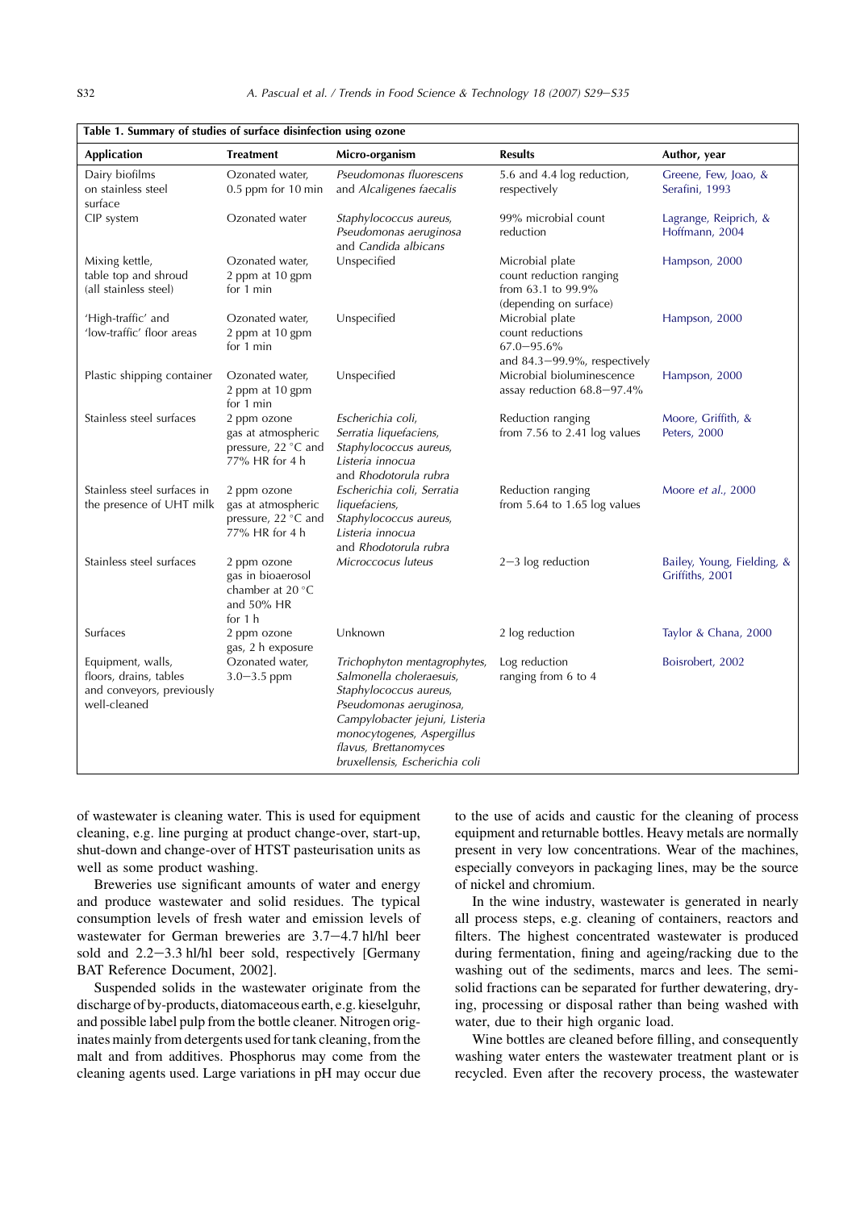**Table 1. Summary of studies of surface disinfection using ozone**

| Application | Treatment | Micro-organism | Results | Author, year |
|---|---|---|---|---|
| Dairy biofilms on stainless steel surface | Ozonated water, 0.5 ppm for 10 min | *Pseudomonas fluorescens* and *Alcaligenes faecalis* | 5.6 and 4.4 log reduction, respectively | Greene, Few, Joao, & Serafini, 1993 |
| CIP system | Ozonated water | *Staphylococcus aureus*, *Pseudomonas aeruginosa* and *Candida albicans* | 99% microbial count reduction | Lagrange, Reiprich, & Hoffmann, 2004 |
| Mixing kettle, table top and shroud (all stainless steel) | Ozonated water, 2 ppm at 10 gpm for 1 min | Unspecified | Microbial plate count reduction ranging from 63.1 to 99.9% (depending on surface) | Hampson, 2000 |
| 'High-traffic' and 'low-traffic' floor areas | Ozonated water, 2 ppm at 10 gpm for 1 min | Unspecified | Microbial plate count reductions 67.0–95.6% and 84.3–99.9%, respectively | Hampson, 2000 |
| Plastic shipping container | Ozonated water, 2 ppm at 10 gpm for 1 min | Unspecified | Microbial bioluminescence assay reduction 68.8–97.4% | Hampson, 2000 |
| Stainless steel surfaces | 2 ppm ozone gas at atmospheric pressure, 22 °C and 77% HR for 4 h | *Escherichia coli*, *Serratia liquefaciens*, *Staphylococcus aureus*, *Listeria innocua* and *Rhodotorula rubra* | Reduction ranging from 7.56 to 2.41 log values | Moore, Griffith, & Peters, 2000 |
| Stainless steel surfaces in the presence of UHT milk | 2 ppm ozone gas at atmospheric pressure, 22 °C and 77% HR for 4 h | *Escherichia coli*, *Serratia liquefaciens*, *Staphylococcus aureus*, *Listeria innocua* and *Rhodotorula rubra* | Reduction ranging from 5.64 to 1.65 log values | Moore *et al.*, 2000 |
| Stainless steel surfaces | 2 ppm ozone gas in bioaerosol chamber at 20 °C and 50% HR for 1 h | *Micrococcus luteus* | 2–3 log reduction | Bailey, Young, Fielding, & Griffiths, 2001 |
| Surfaces | 2 ppm ozone gas, 2 h exposure | Unknown | 2 log reduction | Taylor & Chana, 2000 |
| Equipment, walls, floors, drains, tables and conveyors, previously well-cleaned | Ozonated water, 3.0–3.5 ppm | *Trichophyton mentagrophytes*, *Salmonella choleraesuis*, *Staphylococcus aureus*, *Pseudomonas aeruginosa*, *Campylobacter jejuni*, *Listeria monocytogenes*, *Aspergillus flavus*, *Brettanomyces bruxellensis*, *Escherichia coli* | Log reduction ranging from 6 to 4 | Boisrobert, 2002 |

of wastewater is cleaning water. This is used for equipment cleaning, e.g. line purging at product change-over, start-up, shut-down and change-over of HTST pasteurisation units as well as some product washing.

Breweries use significant amounts of water and energy and produce wastewater and solid residues. The typical consumption levels of fresh water and emission levels of wastewater for German breweries are 3.7–4.7 hl/hl beer sold and 2.2–3.3 hl/hl beer sold, respectively [Germany BAT Reference Document, 2002].

Suspended solids in the wastewater originate from the discharge of by-products, diatomaceous earth, e.g. kieselguhr, and possible label pulp from the bottle cleaner. Nitrogen originates mainly from detergents used for tank cleaning, from the malt and from additives. Phosphorus may come from the cleaning agents used. Large variations in pH may occur due to the use of acids and caustic for the cleaning of process equipment and returnable bottles. Heavy metals are normally present in very low concentrations. Wear of the machines, especially conveyors in packaging lines, may be the source of nickel and chromium.

In the wine industry, wastewater is generated in nearly all process steps, e.g. cleaning of containers, reactors and filters. The highest concentrated wastewater is produced during fermentation, fining and ageing/racking due to the washing out of the sediments, marcs and lees. The semi-solid fractions can be separated for further dewatering, drying, processing or disposal rather than being washed with water, due to their high organic load.

Wine bottles are cleaned before filling, and consequently washing water enters the wastewater treatment plant or is recycled. Even after the recovery process, the wastewater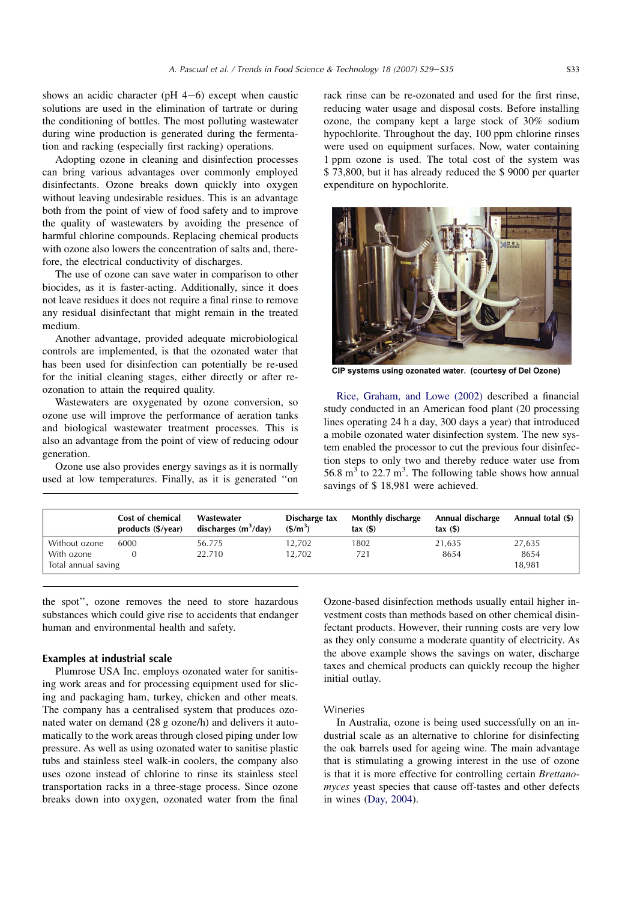shows an acidic character (pH 4−6) except when caustic solutions are used in the elimination of tartrate or during the conditioning of bottles. The most polluting wastewater during wine production is generated during the fermentation and racking (especially first racking) operations.

Adopting ozone in cleaning and disinfection processes can bring various advantages over commonly employed disinfectants. Ozone breaks down quickly into oxygen without leaving undesirable residues. This is an advantage both from the point of view of food safety and to improve the quality of wastewaters by avoiding the presence of harmful chlorine compounds. Replacing chemical products with ozone also lowers the concentration of salts and, therefore, the electrical conductivity of discharges.

The use of ozone can save water in comparison to other biocides, as it is faster-acting. Additionally, since it does not leave residues it does not require a final rinse to remove any residual disinfectant that might remain in the treated medium.

Another advantage, provided adequate microbiological controls are implemented, is that the ozonated water that has been used for disinfection can potentially be re-used for the initial cleaning stages, either directly or after re-ozonation to attain the required quality.

Wastewaters are oxygenated by ozone conversion, so ozone use will improve the performance of aeration tanks and biological wastewater treatment processes. This is also an advantage from the point of view of reducing odour generation.

Ozone use also provides energy savings as it is normally used at low temperatures. Finally, as it is generated "on the spot", ozone removes the need to store hazardous substances which could give rise to accidents that endanger human and environmental health and safety.

### Examples at industrial scale

Plumrose USA Inc. employs ozonated water for sanitising work areas and for processing equipment used for slicing and packaging ham, turkey, chicken and other meats. The company has a centralised system that produces ozonated water on demand (28 g ozone/h) and delivers it automatically to the work areas through closed piping under low pressure. As well as using ozonated water to sanitise plastic tubs and stainless steel walk-in coolers, the company also uses ozone instead of chlorine to rinse its stainless steel transportation racks in a three-stage process. Since ozone breaks down into oxygen, ozonated water from the final rack rinse can be re-ozonated and used for the first rinse, reducing water usage and disposal costs. Before installing ozone, the company kept a large stock of 30% sodium hypochlorite. Throughout the day, 100 ppm chlorine rinses were used on equipment surfaces. Now, water containing 1 ppm ozone is used. The total cost of the system was \$ 73,800, but it has already reduced the \$ 9000 per quarter expenditure on hypochlorite.

CIP systems using ozonated water. (courtesy of Del Ozone)

Rice, Graham, and Lowe (2002) described a financial study conducted in an American food plant (20 processing lines operating 24 h a day, 300 days a year) that introduced a mobile ozonated water disinfection system. The new system enabled the processor to cut the previous four disinfection steps to only two and thereby reduce water use from 56.8 $m^3$ to 22.7 $m^3$. The following table shows how annual savings of \$ 18,981 were achieved.

| | Cost of chemical products (\$/year) | Wastewater discharges ($m^3$/day) | Discharge tax (\$/$m^3$) | Monthly discharge tax (\$) | Annual discharge tax (\$) | Annual total (\$) |
|---|---|---|---|---|---|---|
| Without ozone | 6000 | 56.775 | 12,702 | 1802 | 21,635 | 27,635 |
| With ozone | 0 | 22.710 | 12,702 | 721 | 8654 | 8654 |
| Total annual saving | | | | | | 18,981 |

Ozone-based disinfection methods usually entail higher investment costs than methods based on other chemical disinfectant products. However, their running costs are very low as they only consume a moderate quantity of electricity. As the above example shows the savings on water, discharge taxes and chemical products can quickly recoup the higher initial outlay.

### Wineries

In Australia, ozone is being used successfully on an industrial scale as an alternative to chlorine for disinfecting the oak barrels used for ageing wine. The main advantage that is stimulating a growing interest in the use of ozone is that it is more effective for controlling certain *Brettanomyces* yeast species that cause off-tastes and other defects in wines (Day, 2004).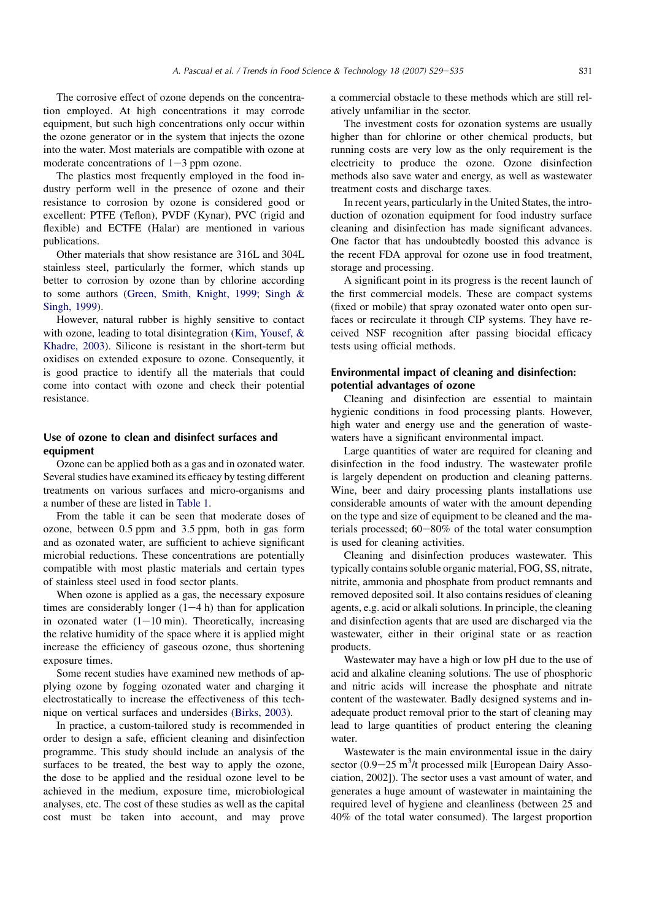The corrosive effect of ozone depends on the concentration employed. At high concentrations it may corrode equipment, but such high concentrations only occur within the ozone generator or in the system that injects the ozone into the water. Most materials are compatible with ozone at moderate concentrations of 1−3 ppm ozone.

The plastics most frequently employed in the food industry perform well in the presence of ozone and their resistance to corrosion by ozone is considered good or excellent: PTFE (Teflon), PVDF (Kynar), PVC (rigid and flexible) and ECTFE (Halar) are mentioned in various publications.

Other materials that show resistance are 316L and 304L stainless steel, particularly the former, which stands up better to corrosion by ozone than by chlorine according to some authors (Green, Smith, Knight, 1999; Singh & Singh, 1999).

However, natural rubber is highly sensitive to contact with ozone, leading to total disintegration (Kim, Yousef, & Khadre, 2003). Silicone is resistant in the short-term but oxidises on extended exposure to ozone. Consequently, it is good practice to identify all the materials that could come into contact with ozone and check their potential resistance.

## Use of ozone to clean and disinfect surfaces and equipment

Ozone can be applied both as a gas and in ozonated water. Several studies have examined its efficacy by testing different treatments on various surfaces and micro-organisms and a number of these are listed in Table 1.

From the table it can be seen that moderate doses of ozone, between 0.5 ppm and 3.5 ppm, both in gas form and as ozonated water, are sufficient to achieve significant microbial reductions. These concentrations are potentially compatible with most plastic materials and certain types of stainless steel used in food sector plants.

When ozone is applied as a gas, the necessary exposure times are considerably longer (1−4 h) than for application in ozonated water (1−10 min). Theoretically, increasing the relative humidity of the space where it is applied might increase the efficiency of gaseous ozone, thus shortening exposure times.

Some recent studies have examined new methods of applying ozone by fogging ozonated water and charging it electrostatically to increase the effectiveness of this technique on vertical surfaces and undersides (Birks, 2003).

In practice, a custom-tailored study is recommended in order to design a safe, efficient cleaning and disinfection programme. This study should include an analysis of the surfaces to be treated, the best way to apply the ozone, the dose to be applied and the residual ozone level to be achieved in the medium, exposure time, microbiological analyses, etc. The cost of these studies as well as the capital cost must be taken into account, and may prove a commercial obstacle to these methods which are still relatively unfamiliar in the sector.

The investment costs for ozonation systems are usually higher than for chlorine or other chemical products, but running costs are very low as the only requirement is the electricity to produce the ozone. Ozone disinfection methods also save water and energy, as well as wastewater treatment costs and discharge taxes.

In recent years, particularly in the United States, the introduction of ozonation equipment for food industry surface cleaning and disinfection has made significant advances. One factor that has undoubtedly boosted this advance is the recent FDA approval for ozone use in food treatment, storage and processing.

A significant point in its progress is the recent launch of the first commercial models. These are compact systems (fixed or mobile) that spray ozonated water onto open surfaces or recirculate it through CIP systems. They have received NSF recognition after passing biocidal efficacy tests using official methods.

## Environmental impact of cleaning and disinfection: potential advantages of ozone

Cleaning and disinfection are essential to maintain hygienic conditions in food processing plants. However, high water and energy use and the generation of wastewaters have a significant environmental impact.

Large quantities of water are required for cleaning and disinfection in the food industry. The wastewater profile is largely dependent on production and cleaning patterns. Wine, beer and dairy processing plants installations use considerable amounts of water with the amount depending on the type and size of equipment to be cleaned and the materials processed; 60−80% of the total water consumption is used for cleaning activities.

Cleaning and disinfection produces wastewater. This typically contains soluble organic material, FOG, SS, nitrate, nitrite, ammonia and phosphate from product remnants and removed deposited soil. It also contains residues of cleaning agents, e.g. acid or alkali solutions. In principle, the cleaning and disinfection agents that are used are discharged via the wastewater, either in their original state or as reaction products.

Wastewater may have a high or low pH due to the use of acid and alkaline cleaning solutions. The use of phosphoric and nitric acids will increase the phosphate and nitrate content of the wastewater. Badly designed systems and inadequate product removal prior to the start of cleaning may lead to large quantities of product entering the cleaning water.

Wastewater is the main environmental issue in the dairy sector (0.9−25 $m^3$/t processed milk [European Dairy Association, 2002]). The sector uses a vast amount of water, and generates a huge amount of wastewater in maintaining the required level of hygiene and cleanliness (between 25 and 40% of the total water consumed). The largest proportion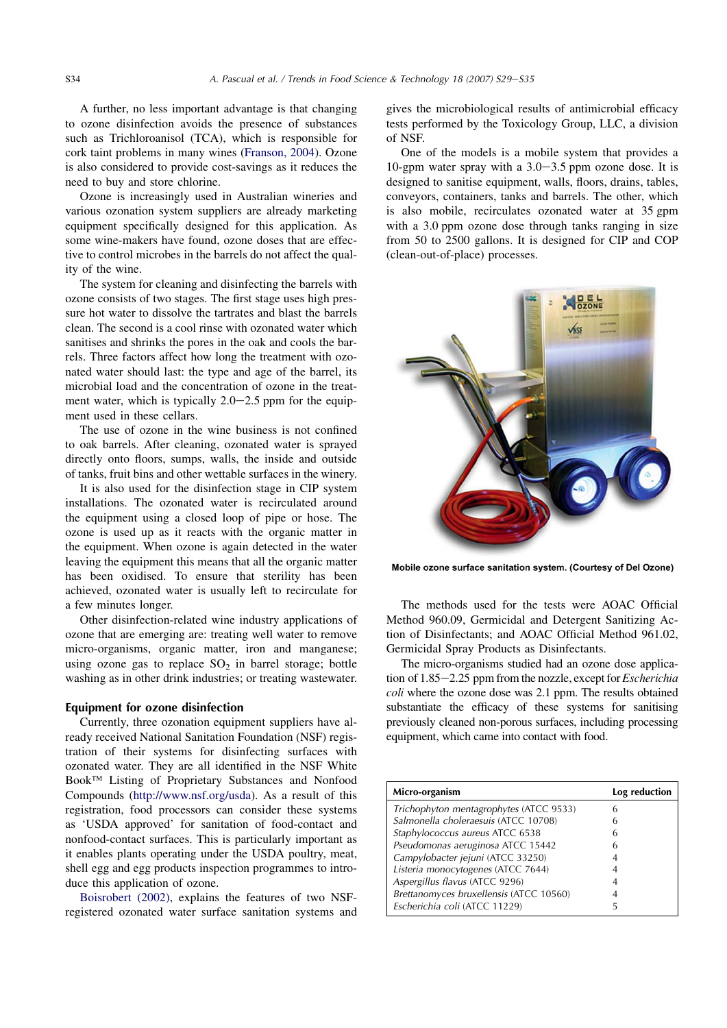A further, no less important advantage is that changing to ozone disinfection avoids the presence of substances such as Trichloroanisol (TCA), which is responsible for cork taint problems in many wines (Franson, 2004). Ozone is also considered to provide cost-savings as it reduces the need to buy and store chlorine.

Ozone is increasingly used in Australian wineries and various ozonation system suppliers are already marketing equipment specifically designed for this application. As some wine-makers have found, ozone doses that are effective to control microbes in the barrels do not affect the quality of the wine.

The system for cleaning and disinfecting the barrels with ozone consists of two stages. The first stage uses high pressure hot water to dissolve the tartrates and blast the barrels clean. The second is a cool rinse with ozonated water which sanitises and shrinks the pores in the oak and cools the barrels. Three factors affect how long the treatment with ozonated water should last: the type and age of the barrel, its microbial load and the concentration of ozone in the treatment water, which is typically 2.0–2.5 ppm for the equipment used in these cellars.

The use of ozone in the wine business is not confined to oak barrels. After cleaning, ozonated water is sprayed directly onto floors, sumps, walls, the inside and outside of tanks, fruit bins and other wettable surfaces in the winery.

It is also used for the disinfection stage in CIP system installations. The ozonated water is recirculated around the equipment using a closed loop of pipe or hose. The ozone is used up as it reacts with the organic matter in the equipment. When ozone is again detected in the water leaving the equipment this means that all the organic matter has been oxidised. To ensure that sterility has been achieved, ozonated water is usually left to recirculate for a few minutes longer.

Other disinfection-related wine industry applications of ozone that are emerging are: treating well water to remove micro-organisms, organic matter, iron and manganese; using ozone gas to replace $SO_2$ in barrel storage; bottle washing as in other drink industries; or treating wastewater.

## Equipment for ozone disinfection

Currently, three ozonation equipment suppliers have already received National Sanitation Foundation (NSF) registration of their systems for disinfecting surfaces with ozonated water. They are all identified in the NSF White Book™ Listing of Proprietary Substances and Nonfood Compounds (http://www.nsf.org/usda). As a result of this registration, food processors can consider these systems as 'USDA approved' for sanitation of food-contact and nonfood-contact surfaces. This is particularly important as it enables plants operating under the USDA poultry, meat, shell egg and egg products inspection programmes to introduce this application of ozone.

Boisrobert (2002), explains the features of two NSF-registered ozonated water surface sanitation systems and gives the microbiological results of antimicrobial efficacy tests performed by the Toxicology Group, LLC, a division of NSF.

One of the models is a mobile system that provides a 10-gpm water spray with a 3.0–3.5 ppm ozone dose. It is designed to sanitise equipment, walls, floors, drains, tables, conveyors, containers, tanks and barrels. The other, which is also mobile, recirculates ozonated water at 35 gpm with a 3.0 ppm ozone dose through tanks ranging in size from 50 to 2500 gallons. It is designed for CIP and COP (clean-out-of-place) processes.

**Mobile ozone surface sanitation system. (Courtesy of Del Ozone)**

The methods used for the tests were AOAC Official Method 960.09, Germicidal and Detergent Sanitizing Action of Disinfectants; and AOAC Official Method 961.02, Germicidal Spray Products as Disinfectants.

The micro-organisms studied had an ozone dose application of 1.85–2.25 ppm from the nozzle, except for *Escherichia coli* where the ozone dose was 2.1 ppm. The results obtained substantiate the efficacy of these systems for sanitising previously cleaned non-porous surfaces, including processing equipment, which came into contact with food.

| Micro-organism | Log reduction |
|---|---|
| *Trichophyton mentagrophytes* (ATCC 9533) | 6 |
| *Salmonella choleraesuis* (ATCC 10708) | 6 |
| *Staphylococcus aureus* ATCC 6538 | 6 |
| *Pseudomonas aeruginosa* ATCC 15442 | 6 |
| *Campylobacter jejuni* (ATCC 33250) | 4 |
| *Listeria monocytogenes* (ATCC 7644) | 4 |
| *Aspergillus flavus* (ATCC 9296) | 4 |
| *Brettanomyces bruxellensis* (ATCC 10560) | 4 |
| *Escherichia coli* (ATCC 11229) | 5 |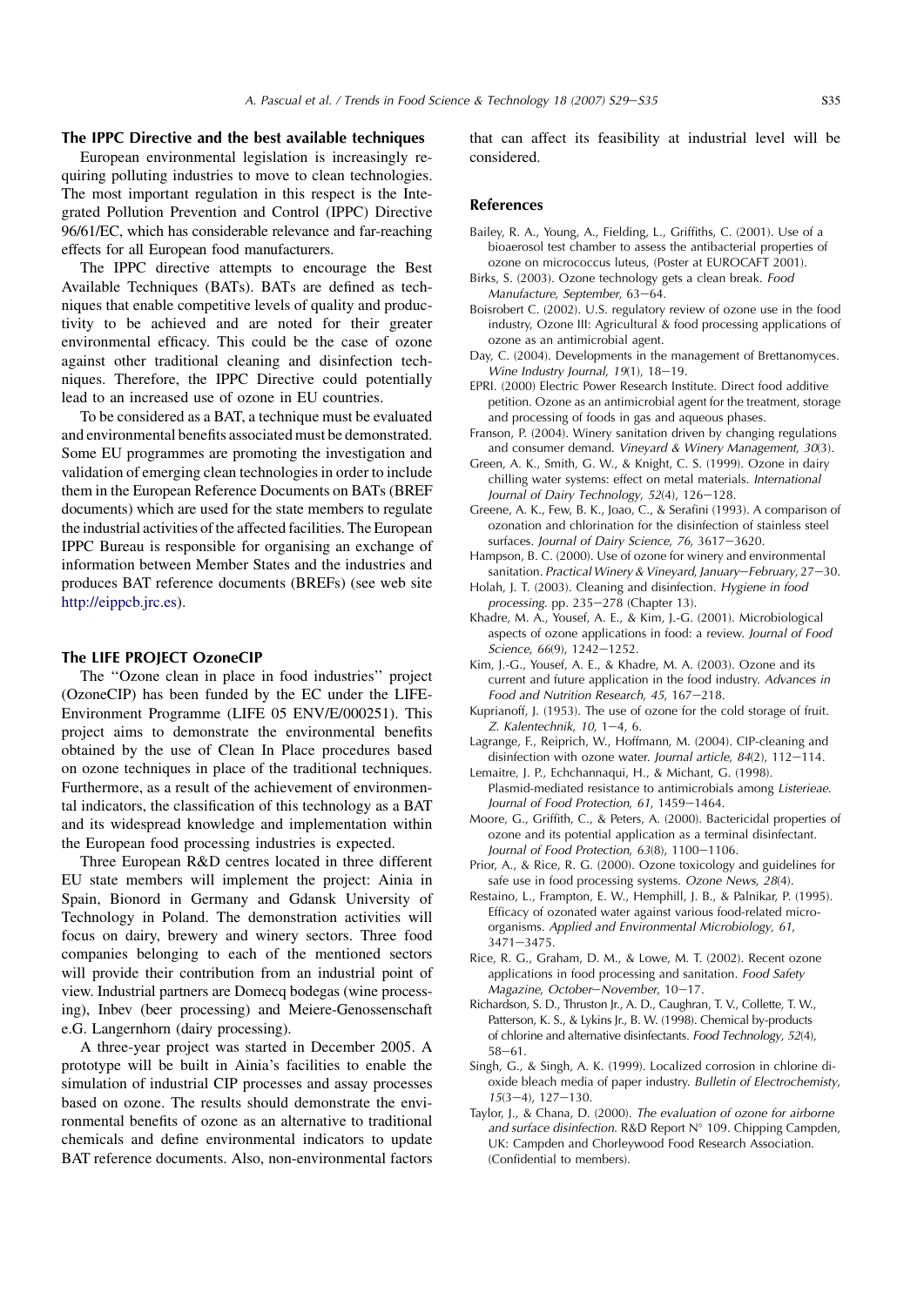## The IPPC Directive and the best available techniques

European environmental legislation is increasingly requiring polluting industries to move to clean technologies. The most important regulation in this respect is the Integrated Pollution Prevention and Control (IPPC) Directive 96/61/EC, which has considerable relevance and far-reaching effects for all European food manufacturers.

The IPPC directive attempts to encourage the Best Available Techniques (BATs). BATs are defined as techniques that enable competitive levels of quality and productivity to be achieved and are noted for their greater environmental efficacy. This could be the case of ozone against other traditional cleaning and disinfection techniques. Therefore, the IPPC Directive could potentially lead to an increased use of ozone in EU countries.

To be considered as a BAT, a technique must be evaluated and environmental benefits associated must be demonstrated. Some EU programmes are promoting the investigation and validation of emerging clean technologies in order to include them in the European Reference Documents on BATs (BREF documents) which are used for the state members to regulate the industrial activities of the affected facilities. The European IPPC Bureau is responsible for organising an exchange of information between Member States and the industries and produces BAT reference documents (BREFs) (see web site http://eippcb.jrc.es).

## The LIFE PROJECT OzoneCIP

The ''Ozone clean in place in food industries'' project (OzoneCIP) has been funded by the EC under the LIFE-Environment Programme (LIFE 05 ENV/E/000251). This project aims to demonstrate the environmental benefits obtained by the use of Clean In Place procedures based on ozone techniques in place of the traditional techniques. Furthermore, as a result of the achievement of environmental indicators, the classification of this technology as a BAT and its widespread knowledge and implementation within the European food processing industries is expected.

Three European R&D centres located in three different EU state members will implement the project: Ainia in Spain, Bionord in Germany and Gdansk University of Technology in Poland. The demonstration activities will focus on dairy, brewery and winery sectors. Three food companies belonging to each of the mentioned sectors will provide their contribution from an industrial point of view. Industrial partners are Domecq bodegas (wine processing), Inbev (beer processing) and Meiere-Genossenschaft e.G. Langernhorn (dairy processing).

A three-year project was started in December 2005. A prototype will be built in Ainia's facilities to enable the simulation of industrial CIP processes and assay processes based on ozone. The results should demonstrate the environmental benefits of ozone as an alternative to traditional chemicals and define environmental indicators to update BAT reference documents. Also, non-environmental factors that can affect its feasibility at industrial level will be considered.

## References

Bailey, R. A., Young, A., Fielding, L., Griffiths, C. (2001). Use of a bioaerosol test chamber to assess the antibacterial properties of ozone on micrococcus luteus, (Poster at EUROCAFT 2001).

Birks, S. (2003). Ozone technology gets a clean break. *Food Manufacture, September*, 63–64.

Boisrobert C. (2002). U.S. regulatory review of ozone use in the food industry, Ozone III: Agricultural & food processing applications of ozone as an antimicrobial agent.

Day, C. (2004). Developments in the management of Brettanomyces. *Wine Industry Journal, 19*(1), 18–19.

EPRI. (2000) Electric Power Research Institute. Direct food additive petition. Ozone as an antimicrobial agent for the treatment, storage and processing of foods in gas and aqueous phases.

Franson, P. (2004). Winery sanitation driven by changing regulations and consumer demand. *Vineyard & Winery Management, 30*(3).

Green, A. K., Smith, G. W., & Knight, C. S. (1999). Ozone in dairy chilling water systems: effect on metal materials. *International Journal of Dairy Technology, 52*(4), 126–128.

Greene, A. K., Few, B. K., Joao, C., & Serafini (1993). A comparison of ozonation and chlorination for the disinfection of stainless steel surfaces. *Journal of Dairy Science, 76*, 3617–3620.

Hampson, B. C. (2000). Use of ozone for winery and environmental sanitation. *Practical Winery & Vineyard, January–February*, 27–30.

Holah, J. T. (2003). Cleaning and disinfection. *Hygiene in food processing*. pp. 235–278 (Chapter 13).

Khadre, M. A., Yousef, A. E., & Kim, J.-G. (2001). Microbiological aspects of ozone applications in food: a review. *Journal of Food Science, 66*(9), 1242–1252.

Kim, J.-G., Yousef, A. E., & Khadre, M. A. (2003). Ozone and its current and future application in the food industry. *Advances in Food and Nutrition Research, 45*, 167–218.

Kuprianoff, J. (1953). The use of ozone for the cold storage of fruit. *Z. Kalentechnik, 10*, 1–4, 6.

Lagrange, F., Reiprich, W., Hoffmann, M. (2004). CIP-cleaning and disinfection with ozone water. *Journal article, 84*(2), 112–114.

Lemaitre, J. P., Echchannaqui, H., & Michant, G. (1998). Plasmid-mediated resistance to antimicrobials among *Listerieae*. *Journal of Food Protection, 61*, 1459–1464.

Moore, G., Griffith, C., & Peters, A. (2000). Bactericidal properties of ozone and its potential application as a terminal disinfectant. *Journal of Food Protection, 63*(8), 1100–1106.

Prior, A., & Rice, R. G. (2000). Ozone toxicology and guidelines for safe use in food processing systems. *Ozone News, 28*(4).

Restaino, L., Frampton, E. W., Hemphill, J. B., & Palnikar, P. (1995). Efficacy of ozonated water against various food-related microorganisms. *Applied and Environmental Microbiology, 61*, 3471–3475.

Rice, R. G., Graham, D. M., & Lowe, M. T. (2002). Recent ozone applications in food processing and sanitation. *Food Safety Magazine, October–November*, 10–17.

Richardson, S. D., Thruston Jr., A. D., Caughran, T. V., Collette, T. W., Patterson, K. S., & Lykins Jr., B. W. (1998). Chemical by-products of chlorine and alternative disinfectants. *Food Technology, 52*(4), 58–61.

Singh, G., & Singh, A. K. (1999). Localized corrosion in chlorine dioxide bleach media of paper industry. *Bulletin of Electrochemisty, 15*(3–4), 127–130.

Taylor, J., & Chana, D. (2000). *The evaluation of ozone for airborne and surface disinfection*. R&D Report N° 109. Chipping Campden, UK: Campden and Chorleywood Food Research Association. (Confidential to members).